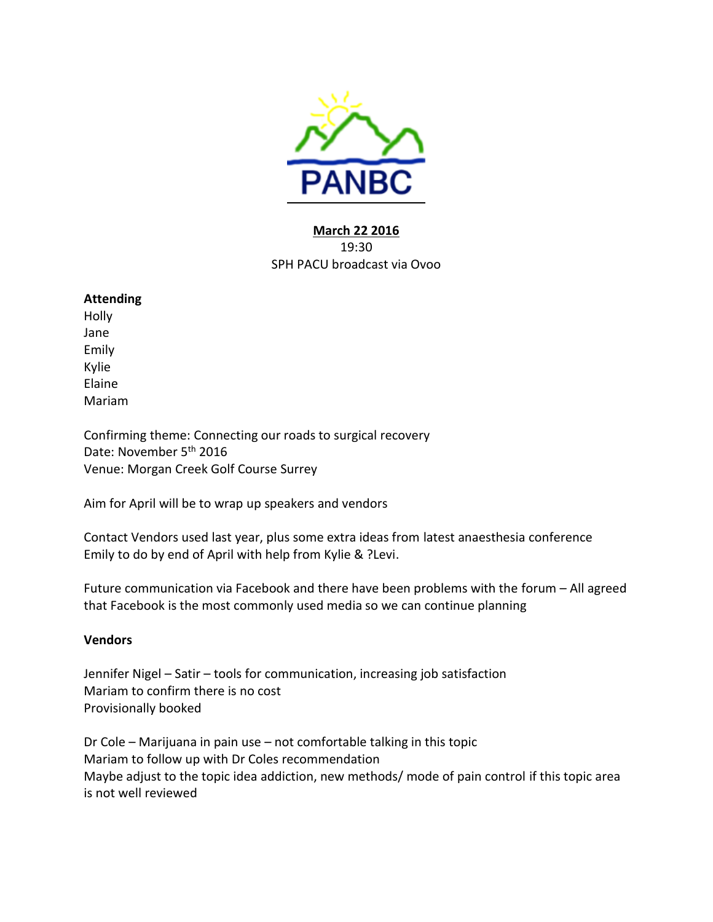PANBC

**March 22 2016**
19:30
SPH PACU broadcast via Ovoo

**Attending**

Holly
Jane
Emily
Kylie
Elaine
Mariam

Confirming theme: Connecting our roads to surgical recovery
Date: November 5th 2016
Venue: Morgan Creek Golf Course Surrey

Aim for April will be to wrap up speakers and vendors

Contact Vendors used last year, plus some extra ideas from latest anaesthesia conference
Emily to do by end of April with help from Kylie & ?Levi.

Future communication via Facebook and there have been problems with the forum – All agreed that Facebook is the most commonly used media so we can continue planning

**Vendors**

Jennifer Nigel – Satir – tools for communication, increasing job satisfaction
Mariam to confirm there is no cost
Provisionally booked

Dr Cole – Marijuana in pain use – not comfortable talking in this topic
Mariam to follow up with Dr Coles recommendation
Maybe adjust to the topic idea addiction, new methods/ mode of pain control if this topic area is not well reviewed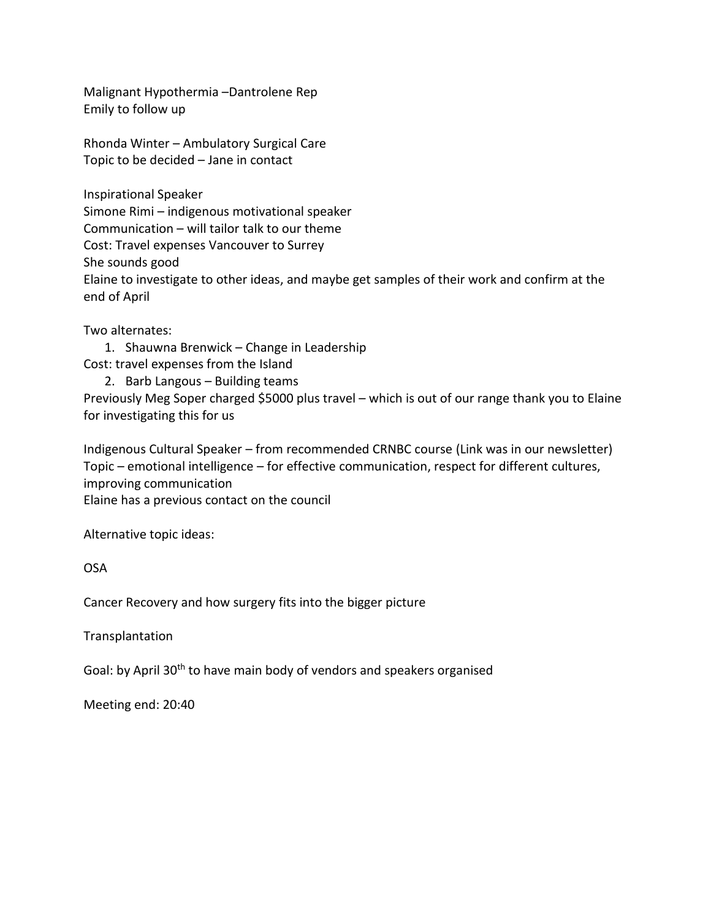Malignant Hypothermia –Dantrolene Rep
Emily to follow up

Rhonda Winter – Ambulatory Surgical Care
Topic to be decided – Jane in contact

Inspirational Speaker
Simone Rimi – indigenous motivational speaker
Communication – will tailor talk to our theme
Cost: Travel expenses Vancouver to Surrey
She sounds good
Elaine to investigate to other ideas, and maybe get samples of their work and confirm at the end of April

Two alternates:

1. Shauwna Brenwick – Change in Leadership

Cost: travel expenses from the Island

2. Barb Langous – Building teams

Previously Meg Soper charged $5000 plus travel – which is out of our range thank you to Elaine for investigating this for us

Indigenous Cultural Speaker – from recommended CRNBC course (Link was in our newsletter)
Topic – emotional intelligence – for effective communication, respect for different cultures, improving communication
Elaine has a previous contact on the council

Alternative topic ideas:

OSA

Cancer Recovery and how surgery fits into the bigger picture

Transplantation

Goal: by April 30th to have main body of vendors and speakers organised

Meeting end: 20:40